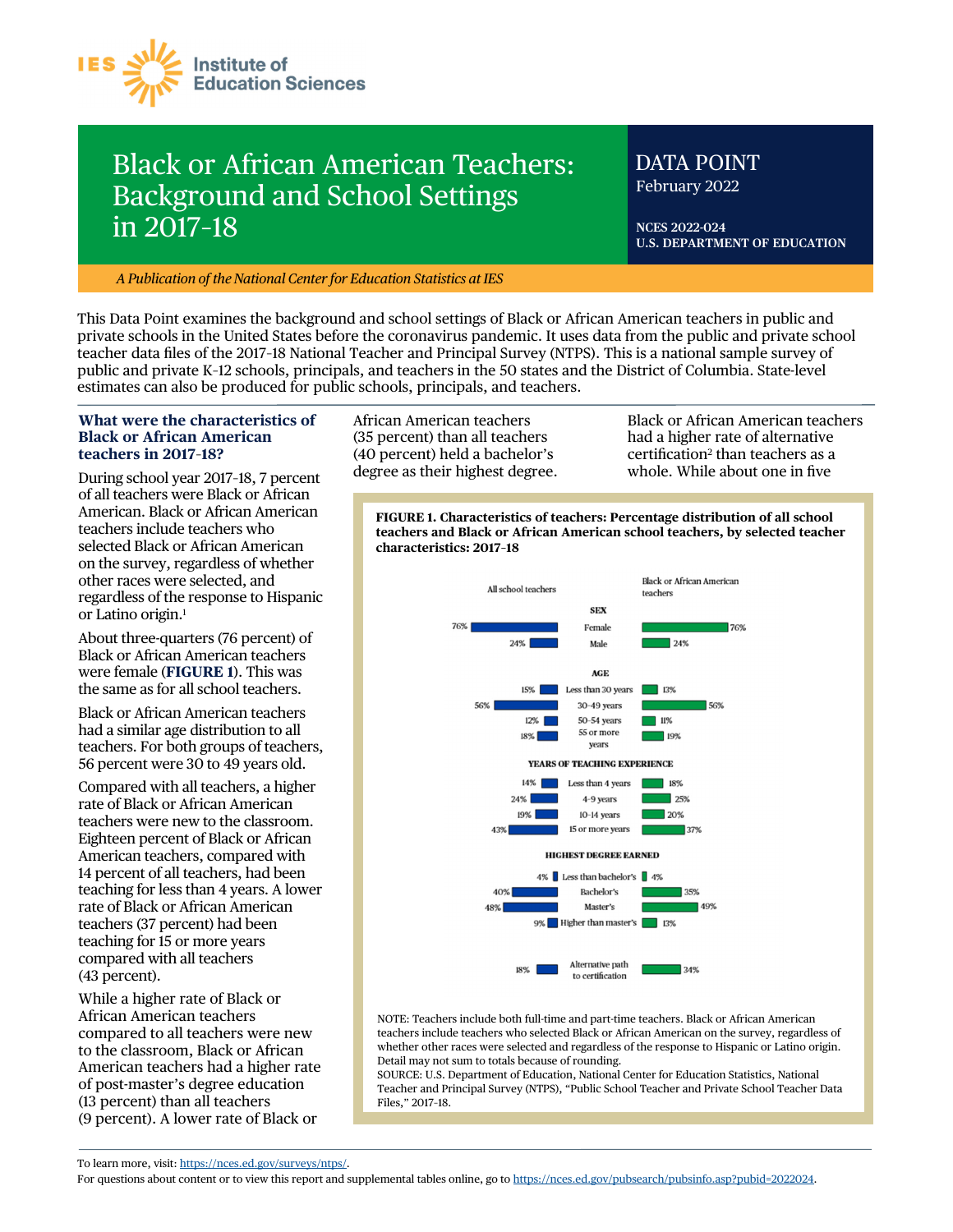# Black or African American Teachers: Background and School Settings in 2017-18

**DATA POINT**
February 2022

**NCES 2022-024**
**U.S. DEPARTMENT OF EDUCATION**

*A Publication of the National Center for Education Statistics at IES*

This Data Point examines the background and school settings of Black or African American teachers in public and private schools in the United States before the coronavirus pandemic. It uses data from the public and private school teacher data files of the 2017-18 National Teacher and Principal Survey (NTPS). This is a national sample survey of public and private K-12 schools, principals, and teachers in the 50 states and the District of Columbia. State-level estimates can also be produced for public schools, principals, and teachers.

## What were the characteristics of Black or African American teachers in 2017-18?

During school year 2017-18, 7 percent of all teachers were Black or African American. Black or African American teachers include teachers who selected Black or African American on the survey, regardless of whether other races were selected, and regardless of the response to Hispanic or Latino origin.[1]

About three-quarters (76 percent) of Black or African American teachers were female (**FIGURE 1**). This was the same as for all school teachers.

Black or African American teachers had a similar age distribution to all teachers. For both groups of teachers, 56 percent were 30 to 49 years old.

Compared with all teachers, a higher rate of Black or African American teachers were new to the classroom. Eighteen percent of Black or African American teachers, compared with 14 percent of all teachers, had been teaching for less than 4 years. A lower rate of Black or African American teachers (37 percent) had been teaching for 15 or more years compared with all teachers (43 percent).

While a higher rate of Black or African American teachers compared to all teachers were new to the classroom, Black or African American teachers had a higher rate of post-master's degree education (13 percent) than all teachers (9 percent). A lower rate of Black or African American teachers (35 percent) than all teachers (40 percent) held a bachelor's degree as their highest degree.

Black or African American teachers had a higher rate of alternative certification[2] than teachers as a whole. While about one in five

**FIGURE 1. Characteristics of teachers: Percentage distribution of all school teachers and Black or African American school teachers, by selected teacher characteristics: 2017-18**

| Characteristic | All school teachers | Black or African American teachers |
|---|---|---|
| **SEX** | | |
| Female | 76% | 76% |
| Male | 24% | 24% |
| **AGE** | | |
| Less than 30 years | 15% | 13% |
| 30-49 years | 56% | 56% |
| 50-54 years | 12% | 11% |
| 55 or more years | 18% | 19% |
| **YEARS OF TEACHING EXPERIENCE** | | |
| Less than 4 years | 14% | 18% |
| 4-9 years | 24% | 25% |
| 10-14 years | 19% | 20% |
| 15 or more years | 43% | 37% |
| **HIGHEST DEGREE EARNED** | | |
| Less than bachelor's | 4% | 4% |
| Bachelor's | 40% | 35% |
| Master's | 48% | 49% |
| Higher than master's | 9% | 13% |
| Alternative path to certification | 18% | 34% |

NOTE: Teachers include both full-time and part-time teachers. Black or African American teachers include teachers who selected Black or African American on the survey, regardless of whether other races were selected and regardless of the response to Hispanic or Latino origin. Detail may not sum to totals because of rounding.
SOURCE: U.S. Department of Education, National Center for Education Statistics, National Teacher and Principal Survey (NTPS), "Public School Teacher and Private School Teacher Data Files," 2017-18.

To learn more, visit: https://nces.ed.gov/surveys/ntps/.
For questions about content or to view this report and supplemental tables online, go to https://nces.ed.gov/pubsearch/pubsinfo.asp?pubid=2022024.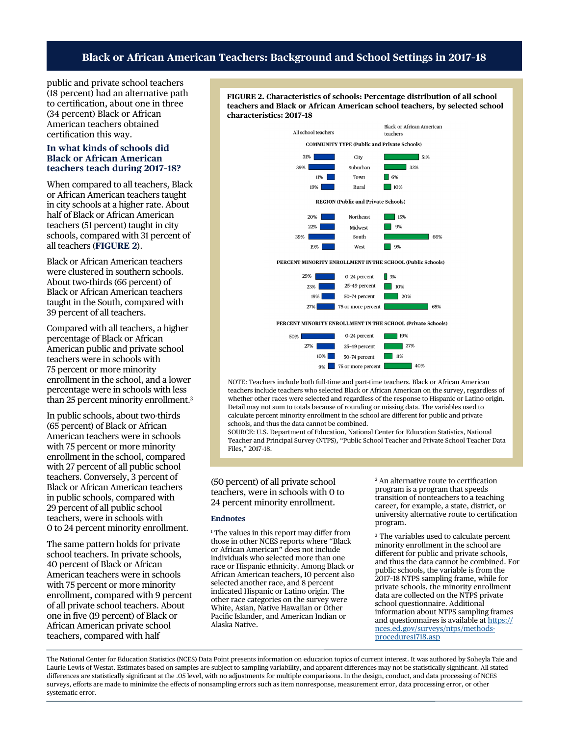public and private school teachers (18 percent) had an alternative path to certification, about one in three (34 percent) Black or African American teachers obtained certification this way.

### In what kinds of schools did Black or African American teachers teach during 2017–18?

When compared to all teachers, Black or African American teachers taught in city schools at a higher rate. About half of Black or African American teachers (51 percent) taught in city schools, compared with 31 percent of all teachers (**FIGURE 2**).

Black or African American teachers were clustered in southern schools. About two-thirds (66 percent) of Black or African American teachers taught in the South, compared with 39 percent of all teachers.

Compared with all teachers, a higher percentage of Black or African American public and private school teachers were in schools with 75 percent or more minority enrollment in the school, and a lower percentage were in schools with less than 25 percent minority enrollment.[3]

In public schools, about two-thirds (65 percent) of Black or African American teachers were in schools with 75 percent or more minority enrollment in the school, compared with 27 percent of all public school teachers. Conversely, 3 percent of Black or African American teachers in public schools, compared with 29 percent of all public school teachers, were in schools with 0 to 24 percent minority enrollment.

The same pattern holds for private school teachers. In private schools, 40 percent of Black or African American teachers were in schools with 75 percent or more minority enrollment, compared with 9 percent of all private school teachers. About one in five (19 percent) of Black or African American private school teachers, compared with half (50 percent) of all private school teachers, were in schools with 0 to 24 percent minority enrollment.

**FIGURE 2. Characteristics of schools: Percentage distribution of all school teachers and Black or African American school teachers, by selected school characteristics: 2017-18**

All school teachers
Black or African American teachers

COMMUNITY TYPE (Public and Private Schools)
31% City 51%
39% Suburban 32%
11% Town 6%
19% Rural 10%

REGION (Public and Private Schools)
20% Northeast 15%
22% Midwest 9%
39% South 66%
19% West 9%

PERCENT MINORITY ENROLLMENT IN THE SCHOOL (Public Schools)
29% 0–24 percent 3%
23% 25–49 percent 10%
19% 50–74 percent 20%
27% 75 or more percent 65%

PERCENT MINORITY ENROLLMENT IN THE SCHOOL (Private Schools)
50% 0–24 percent 19%
27% 25–49 percent 27%
10% 50–74 percent 11%
9% 75 or more percent 40%

NOTE: Teachers include both full-time and part-time teachers. Black or African American teachers include teachers who selected Black or African American on the survey, regardless of whether other races were selected and regardless of the response to Hispanic or Latino origin. Detail may not sum to totals because of rounding or missing data. The variables used to calculate percent minority enrollment in the school are different for public and private schools, and thus the data cannot be combined.
SOURCE: U.S. Department of Education, National Center for Education Statistics, National Teacher and Principal Survey (NTPS), "Public School Teacher and Private School Teacher Data Files," 2017-18.

### Endnotes

[1] The values in this report may differ from those in other NCES reports where "Black or African American" does not include individuals who selected more than one race or Hispanic ethnicity. Among Black or African American teachers, 10 percent also selected another race, and 8 percent indicated Hispanic or Latino origin. The other race categories on the survey were White, Asian, Native Hawaiian or Other Pacific Islander, and American Indian or Alaska Native.

[2] An alternative route to certification program is a program that speeds transition of nonteachers to a teaching career, for example, a state, district, or university alternative route to certification program.

[3] The variables used to calculate percent minority enrollment in the school are different for public and private schools, and thus the data cannot be combined. For public schools, the variable is from the 2017-18 NTPS sampling frame, while for private schools, the minority enrollment data are collected on the NTPS private school questionnaire. Additional information about NTPS sampling frames and questionnaires is available at https://nces.ed.gov/surveys/ntps/methods-procedures1718.asp

The National Center for Education Statistics (NCES) Data Point presents information on education topics of current interest. It was authored by Soheyla Taie and Laurie Lewis of Westat. Estimates based on samples are subject to sampling variability, and apparent differences may not be statistically significant. All stated differences are statistically significant at the .05 level, with no adjustments for multiple comparisons. In the design, conduct, and data processing of NCES surveys, efforts are made to minimize the effects of nonsampling errors such as item nonresponse, measurement error, data processing error, or other systematic error.